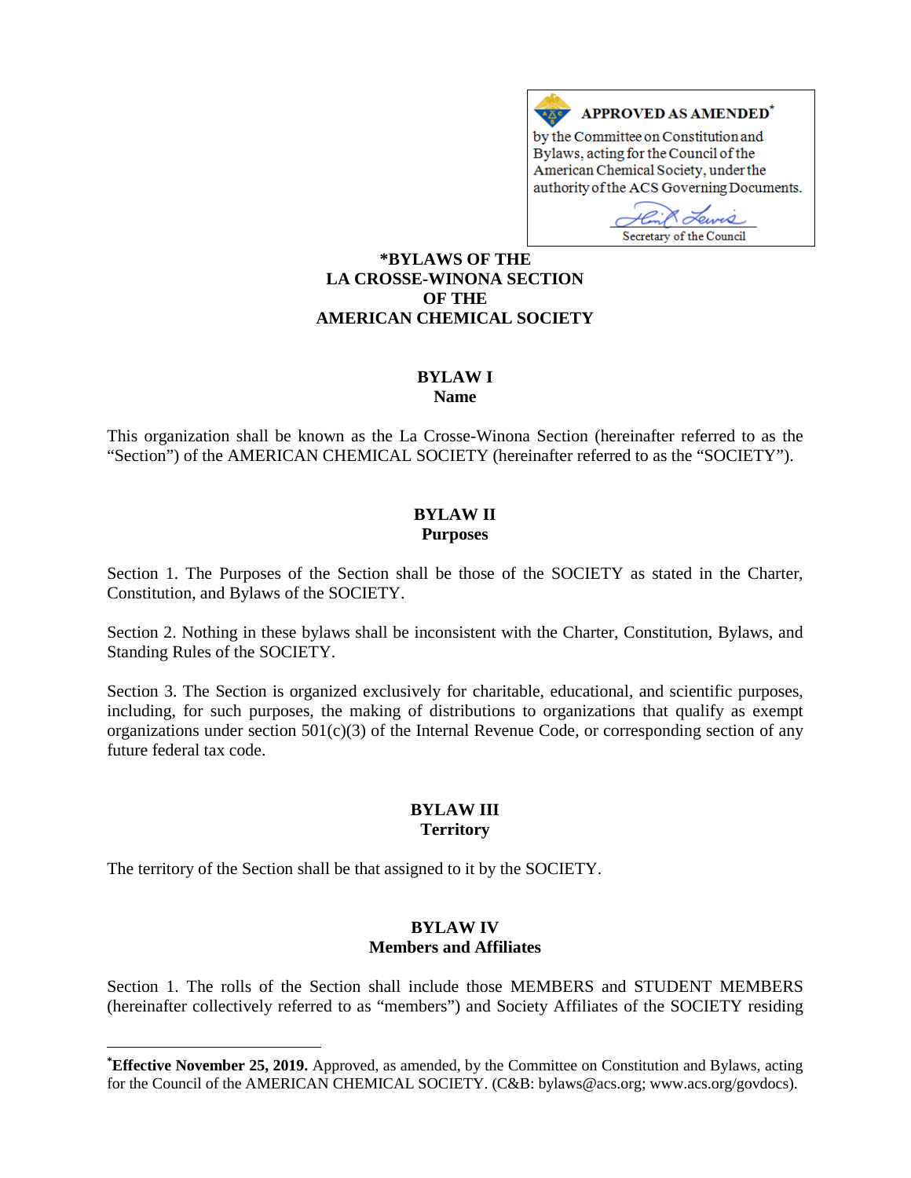**APPROVED AS AMENDED***

by the Committee on Constitution and Bylaws, acting for the Council of the American Chemical Society, under the authority of the ACS Governing Documents.

Secretary of the Council

# *BYLAWS OF THE LA CROSSE-WINONA SECTION OF THE AMERICAN CHEMICAL SOCIETY

## BYLAW I
### Name

This organization shall be known as the La Crosse-Winona Section (hereinafter referred to as the "Section") of the AMERICAN CHEMICAL SOCIETY (hereinafter referred to as the "SOCIETY").

## BYLAW II
### Purposes

Section 1. The Purposes of the Section shall be those of the SOCIETY as stated in the Charter, Constitution, and Bylaws of the SOCIETY.

Section 2. Nothing in these bylaws shall be inconsistent with the Charter, Constitution, Bylaws, and Standing Rules of the SOCIETY.

Section 3. The Section is organized exclusively for charitable, educational, and scientific purposes, including, for such purposes, the making of distributions to organizations that qualify as exempt organizations under section 501(c)(3) of the Internal Revenue Code, or corresponding section of any future federal tax code.

## BYLAW III
### Territory

The territory of the Section shall be that assigned to it by the SOCIETY.

## BYLAW IV
### Members and Affiliates

Section 1. The rolls of the Section shall include those MEMBERS and STUDENT MEMBERS (hereinafter collectively referred to as "members") and Society Affiliates of the SOCIETY residing

---

***Effective November 25, 2019.** Approved, as amended, by the Committee on Constitution and Bylaws, acting for the Council of the AMERICAN CHEMICAL SOCIETY. (C&B: bylaws@acs.org; www.acs.org/govdocs).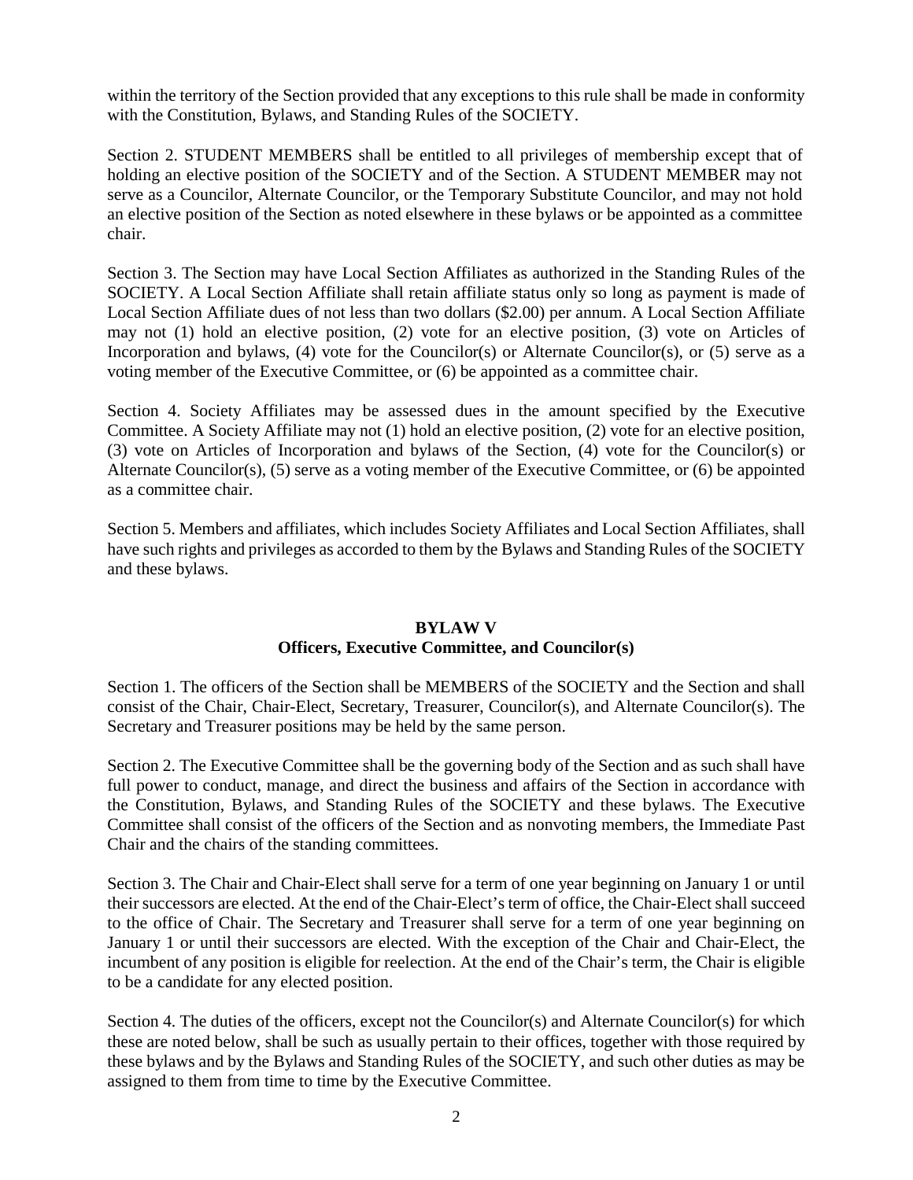within the territory of the Section provided that any exceptions to this rule shall be made in conformity with the Constitution, Bylaws, and Standing Rules of the SOCIETY.

Section 2. STUDENT MEMBERS shall be entitled to all privileges of membership except that of holding an elective position of the SOCIETY and of the Section. A STUDENT MEMBER may not serve as a Councilor, Alternate Councilor, or the Temporary Substitute Councilor, and may not hold an elective position of the Section as noted elsewhere in these bylaws or be appointed as a committee chair.

Section 3. The Section may have Local Section Affiliates as authorized in the Standing Rules of the SOCIETY. A Local Section Affiliate shall retain affiliate status only so long as payment is made of Local Section Affiliate dues of not less than two dollars ($2.00) per annum. A Local Section Affiliate may not (1) hold an elective position, (2) vote for an elective position, (3) vote on Articles of Incorporation and bylaws, (4) vote for the Councilor(s) or Alternate Councilor(s), or (5) serve as a voting member of the Executive Committee, or (6) be appointed as a committee chair.

Section 4. Society Affiliates may be assessed dues in the amount specified by the Executive Committee. A Society Affiliate may not (1) hold an elective position, (2) vote for an elective position, (3) vote on Articles of Incorporation and bylaws of the Section, (4) vote for the Councilor(s) or Alternate Councilor(s), (5) serve as a voting member of the Executive Committee, or (6) be appointed as a committee chair.

Section 5. Members and affiliates, which includes Society Affiliates and Local Section Affiliates, shall have such rights and privileges as accorded to them by the Bylaws and Standing Rules of the SOCIETY and these bylaws.

## BYLAW V
## Officers, Executive Committee, and Councilor(s)

Section 1. The officers of the Section shall be MEMBERS of the SOCIETY and the Section and shall consist of the Chair, Chair-Elect, Secretary, Treasurer, Councilor(s), and Alternate Councilor(s). The Secretary and Treasurer positions may be held by the same person.

Section 2. The Executive Committee shall be the governing body of the Section and as such shall have full power to conduct, manage, and direct the business and affairs of the Section in accordance with the Constitution, Bylaws, and Standing Rules of the SOCIETY and these bylaws. The Executive Committee shall consist of the officers of the Section and as nonvoting members, the Immediate Past Chair and the chairs of the standing committees.

Section 3. The Chair and Chair-Elect shall serve for a term of one year beginning on January 1 or until their successors are elected. At the end of the Chair-Elect's term of office, the Chair-Elect shall succeed to the office of Chair. The Secretary and Treasurer shall serve for a term of one year beginning on January 1 or until their successors are elected. With the exception of the Chair and Chair-Elect, the incumbent of any position is eligible for reelection. At the end of the Chair's term, the Chair is eligible to be a candidate for any elected position.

Section 4. The duties of the officers, except not the Councilor(s) and Alternate Councilor(s) for which these are noted below, shall be such as usually pertain to their offices, together with those required by these bylaws and by the Bylaws and Standing Rules of the SOCIETY, and such other duties as may be assigned to them from time to time by the Executive Committee.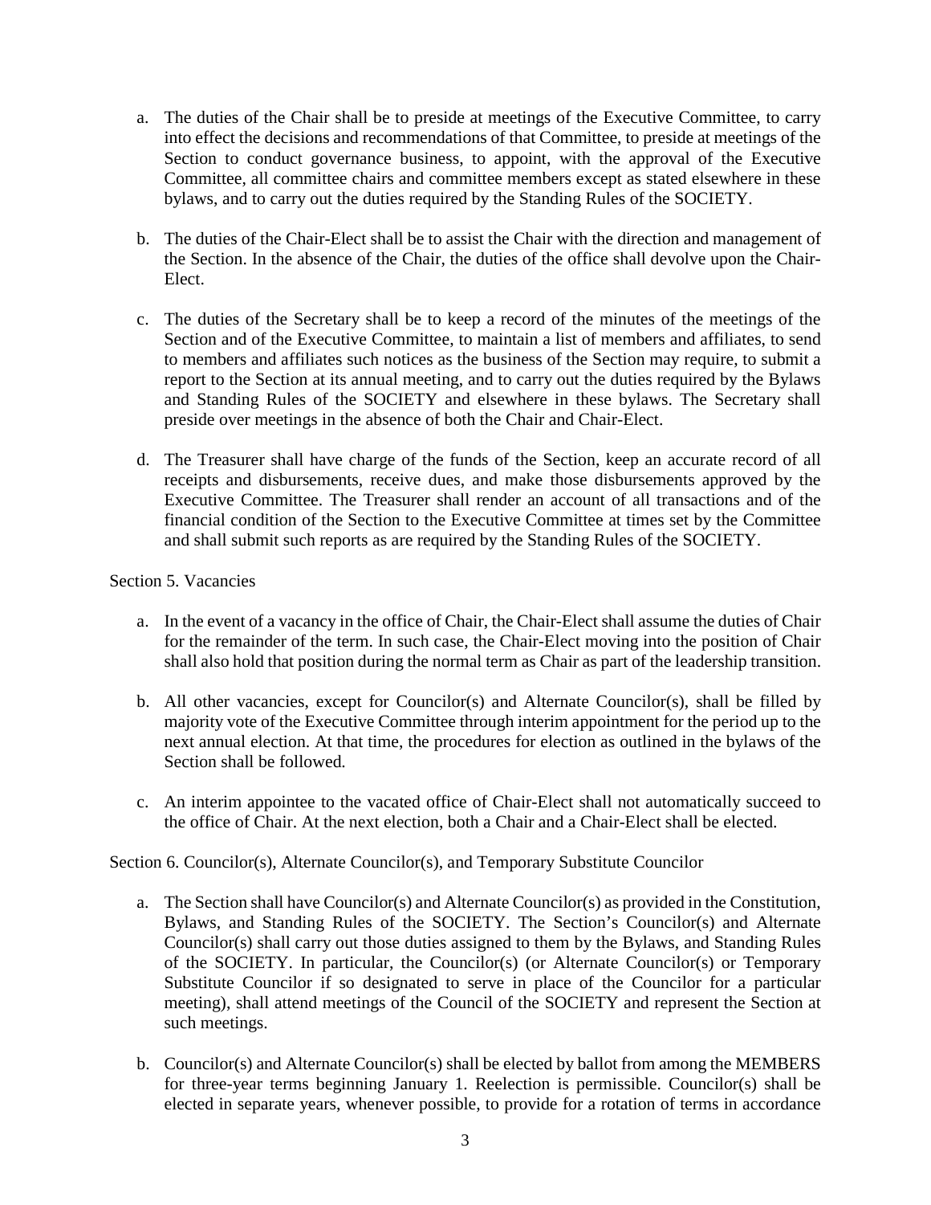a. The duties of the Chair shall be to preside at meetings of the Executive Committee, to carry into effect the decisions and recommendations of that Committee, to preside at meetings of the Section to conduct governance business, to appoint, with the approval of the Executive Committee, all committee chairs and committee members except as stated elsewhere in these bylaws, and to carry out the duties required by the Standing Rules of the SOCIETY.

b. The duties of the Chair-Elect shall be to assist the Chair with the direction and management of the Section. In the absence of the Chair, the duties of the office shall devolve upon the Chair-Elect.

c. The duties of the Secretary shall be to keep a record of the minutes of the meetings of the Section and of the Executive Committee, to maintain a list of members and affiliates, to send to members and affiliates such notices as the business of the Section may require, to submit a report to the Section at its annual meeting, and to carry out the duties required by the Bylaws and Standing Rules of the SOCIETY and elsewhere in these bylaws. The Secretary shall preside over meetings in the absence of both the Chair and Chair-Elect.

d. The Treasurer shall have charge of the funds of the Section, keep an accurate record of all receipts and disbursements, receive dues, and make those disbursements approved by the Executive Committee. The Treasurer shall render an account of all transactions and of the financial condition of the Section to the Executive Committee at times set by the Committee and shall submit such reports as are required by the Standing Rules of the SOCIETY.

Section 5. Vacancies

a. In the event of a vacancy in the office of Chair, the Chair-Elect shall assume the duties of Chair for the remainder of the term. In such case, the Chair-Elect moving into the position of Chair shall also hold that position during the normal term as Chair as part of the leadership transition.

b. All other vacancies, except for Councilor(s) and Alternate Councilor(s), shall be filled by majority vote of the Executive Committee through interim appointment for the period up to the next annual election. At that time, the procedures for election as outlined in the bylaws of the Section shall be followed.

c. An interim appointee to the vacated office of Chair-Elect shall not automatically succeed to the office of Chair. At the next election, both a Chair and a Chair-Elect shall be elected.

Section 6. Councilor(s), Alternate Councilor(s), and Temporary Substitute Councilor

a. The Section shall have Councilor(s) and Alternate Councilor(s) as provided in the Constitution, Bylaws, and Standing Rules of the SOCIETY. The Section's Councilor(s) and Alternate Councilor(s) shall carry out those duties assigned to them by the Bylaws, and Standing Rules of the SOCIETY. In particular, the Councilor(s) (or Alternate Councilor(s) or Temporary Substitute Councilor if so designated to serve in place of the Councilor for a particular meeting), shall attend meetings of the Council of the SOCIETY and represent the Section at such meetings.

b. Councilor(s) and Alternate Councilor(s) shall be elected by ballot from among the MEMBERS for three-year terms beginning January 1. Reelection is permissible. Councilor(s) shall be elected in separate years, whenever possible, to provide for a rotation of terms in accordance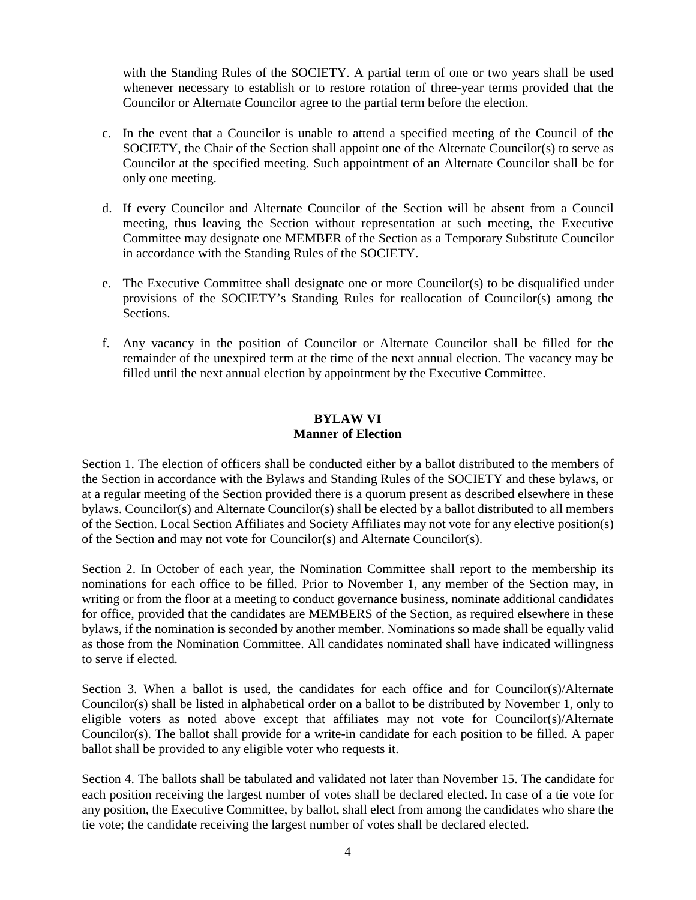with the Standing Rules of the SOCIETY. A partial term of one or two years shall be used whenever necessary to establish or to restore rotation of three-year terms provided that the Councilor or Alternate Councilor agree to the partial term before the election.

c. In the event that a Councilor is unable to attend a specified meeting of the Council of the SOCIETY, the Chair of the Section shall appoint one of the Alternate Councilor(s) to serve as Councilor at the specified meeting. Such appointment of an Alternate Councilor shall be for only one meeting.

d. If every Councilor and Alternate Councilor of the Section will be absent from a Council meeting, thus leaving the Section without representation at such meeting, the Executive Committee may designate one MEMBER of the Section as a Temporary Substitute Councilor in accordance with the Standing Rules of the SOCIETY.

e. The Executive Committee shall designate one or more Councilor(s) to be disqualified under provisions of the SOCIETY's Standing Rules for reallocation of Councilor(s) among the Sections.

f. Any vacancy in the position of Councilor or Alternate Councilor shall be filled for the remainder of the unexpired term at the time of the next annual election. The vacancy may be filled until the next annual election by appointment by the Executive Committee.

## BYLAW VI
## Manner of Election

Section 1. The election of officers shall be conducted either by a ballot distributed to the members of the Section in accordance with the Bylaws and Standing Rules of the SOCIETY and these bylaws, or at a regular meeting of the Section provided there is a quorum present as described elsewhere in these bylaws. Councilor(s) and Alternate Councilor(s) shall be elected by a ballot distributed to all members of the Section. Local Section Affiliates and Society Affiliates may not vote for any elective position(s) of the Section and may not vote for Councilor(s) and Alternate Councilor(s).

Section 2. In October of each year, the Nomination Committee shall report to the membership its nominations for each office to be filled. Prior to November 1, any member of the Section may, in writing or from the floor at a meeting to conduct governance business, nominate additional candidates for office, provided that the candidates are MEMBERS of the Section, as required elsewhere in these bylaws, if the nomination is seconded by another member. Nominations so made shall be equally valid as those from the Nomination Committee. All candidates nominated shall have indicated willingness to serve if elected.

Section 3. When a ballot is used, the candidates for each office and for Councilor(s)/Alternate Councilor(s) shall be listed in alphabetical order on a ballot to be distributed by November 1, only to eligible voters as noted above except that affiliates may not vote for Councilor(s)/Alternate Councilor(s). The ballot shall provide for a write-in candidate for each position to be filled. A paper ballot shall be provided to any eligible voter who requests it.

Section 4. The ballots shall be tabulated and validated not later than November 15. The candidate for each position receiving the largest number of votes shall be declared elected. In case of a tie vote for any position, the Executive Committee, by ballot, shall elect from among the candidates who share the tie vote; the candidate receiving the largest number of votes shall be declared elected.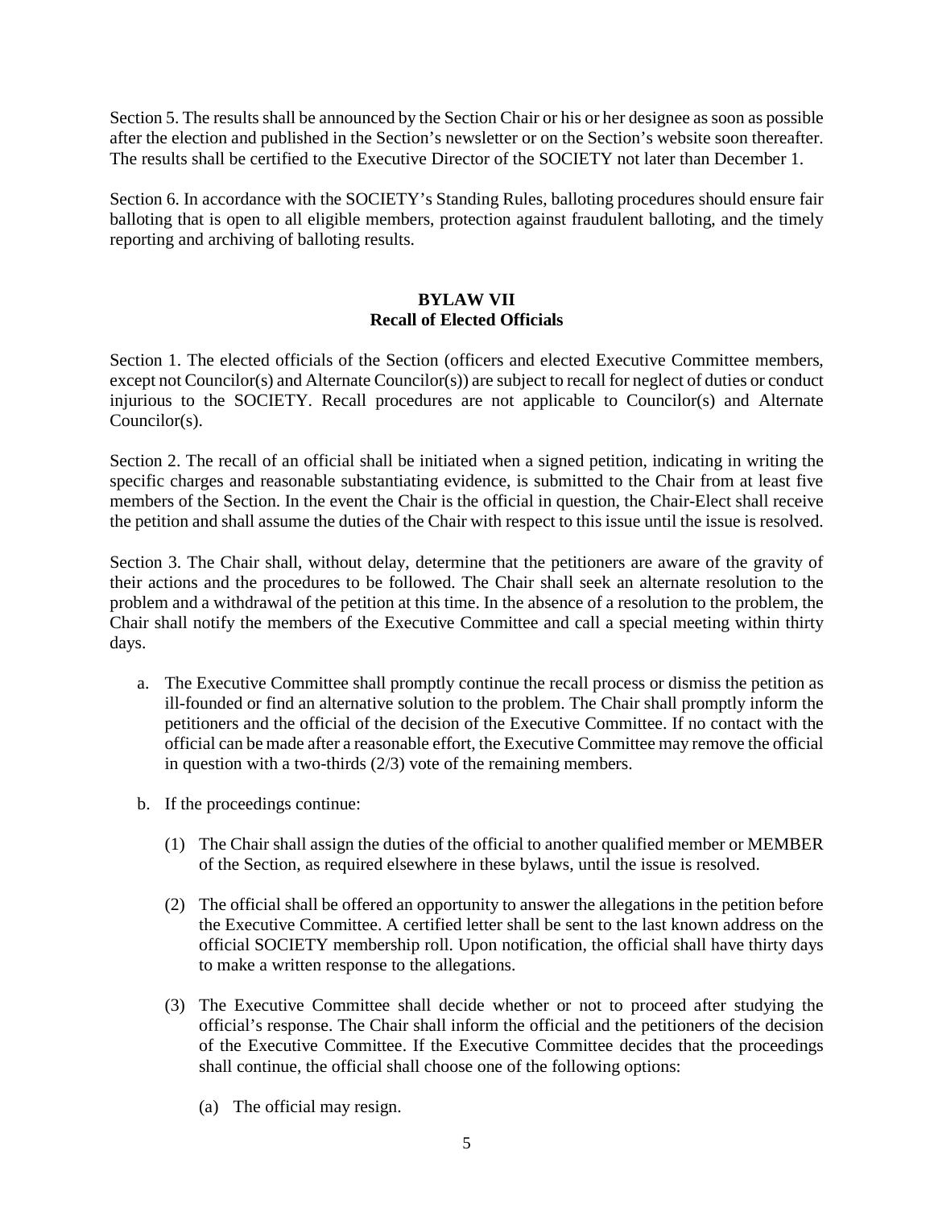Section 5. The results shall be announced by the Section Chair or his or her designee as soon as possible after the election and published in the Section's newsletter or on the Section's website soon thereafter. The results shall be certified to the Executive Director of the SOCIETY not later than December 1.

Section 6. In accordance with the SOCIETY's Standing Rules, balloting procedures should ensure fair balloting that is open to all eligible members, protection against fraudulent balloting, and the timely reporting and archiving of balloting results.

## BYLAW VII
## Recall of Elected Officials

Section 1. The elected officials of the Section (officers and elected Executive Committee members, except not Councilor(s) and Alternate Councilor(s)) are subject to recall for neglect of duties or conduct injurious to the SOCIETY. Recall procedures are not applicable to Councilor(s) and Alternate Councilor(s).

Section 2. The recall of an official shall be initiated when a signed petition, indicating in writing the specific charges and reasonable substantiating evidence, is submitted to the Chair from at least five members of the Section. In the event the Chair is the official in question, the Chair-Elect shall receive the petition and shall assume the duties of the Chair with respect to this issue until the issue is resolved.

Section 3. The Chair shall, without delay, determine that the petitioners are aware of the gravity of their actions and the procedures to be followed. The Chair shall seek an alternate resolution to the problem and a withdrawal of the petition at this time. In the absence of a resolution to the problem, the Chair shall notify the members of the Executive Committee and call a special meeting within thirty days.

a. The Executive Committee shall promptly continue the recall process or dismiss the petition as ill-founded or find an alternative solution to the problem. The Chair shall promptly inform the petitioners and the official of the decision of the Executive Committee. If no contact with the official can be made after a reasonable effort, the Executive Committee may remove the official in question with a two-thirds (2/3) vote of the remaining members.

b. If the proceedings continue:

   (1) The Chair shall assign the duties of the official to another qualified member or MEMBER of the Section, as required elsewhere in these bylaws, until the issue is resolved.

   (2) The official shall be offered an opportunity to answer the allegations in the petition before the Executive Committee. A certified letter shall be sent to the last known address on the official SOCIETY membership roll. Upon notification, the official shall have thirty days to make a written response to the allegations.

   (3) The Executive Committee shall decide whether or not to proceed after studying the official's response. The Chair shall inform the official and the petitioners of the decision of the Executive Committee. If the Executive Committee decides that the proceedings shall continue, the official shall choose one of the following options:

      (a) The official may resign.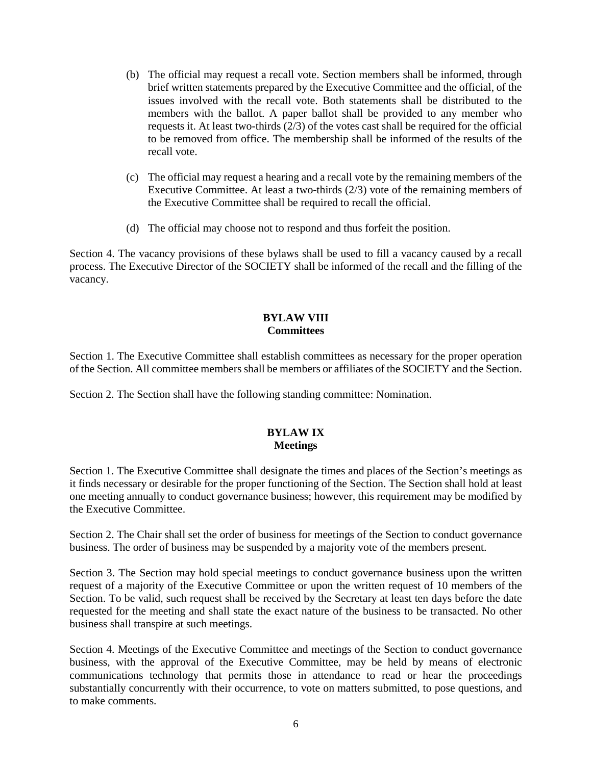(b) The official may request a recall vote. Section members shall be informed, through brief written statements prepared by the Executive Committee and the official, of the issues involved with the recall vote. Both statements shall be distributed to the members with the ballot. A paper ballot shall be provided to any member who requests it. At least two-thirds (2/3) of the votes cast shall be required for the official to be removed from office. The membership shall be informed of the results of the recall vote.

(c) The official may request a hearing and a recall vote by the remaining members of the Executive Committee. At least a two-thirds (2/3) vote of the remaining members of the Executive Committee shall be required to recall the official.

(d) The official may choose not to respond and thus forfeit the position.

Section 4. The vacancy provisions of these bylaws shall be used to fill a vacancy caused by a recall process. The Executive Director of the SOCIETY shall be informed of the recall and the filling of the vacancy.

## BYLAW VIII
## Committees

Section 1. The Executive Committee shall establish committees as necessary for the proper operation of the Section. All committee members shall be members or affiliates of the SOCIETY and the Section.

Section 2. The Section shall have the following standing committee: Nomination.

## BYLAW IX
## Meetings

Section 1. The Executive Committee shall designate the times and places of the Section's meetings as it finds necessary or desirable for the proper functioning of the Section. The Section shall hold at least one meeting annually to conduct governance business; however, this requirement may be modified by the Executive Committee.

Section 2. The Chair shall set the order of business for meetings of the Section to conduct governance business. The order of business may be suspended by a majority vote of the members present.

Section 3. The Section may hold special meetings to conduct governance business upon the written request of a majority of the Executive Committee or upon the written request of 10 members of the Section. To be valid, such request shall be received by the Secretary at least ten days before the date requested for the meeting and shall state the exact nature of the business to be transacted. No other business shall transpire at such meetings.

Section 4. Meetings of the Executive Committee and meetings of the Section to conduct governance business, with the approval of the Executive Committee, may be held by means of electronic communications technology that permits those in attendance to read or hear the proceedings substantially concurrently with their occurrence, to vote on matters submitted, to pose questions, and to make comments.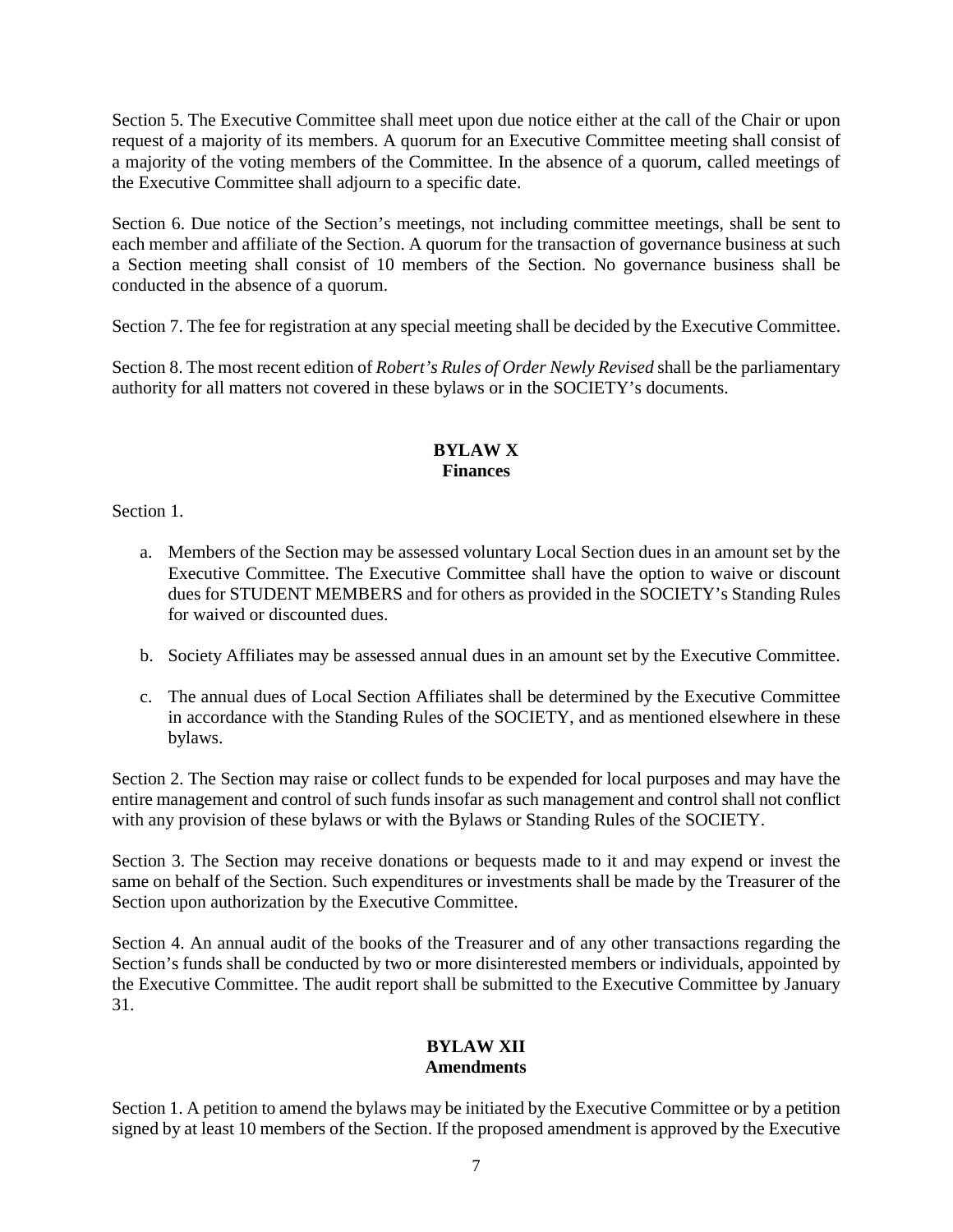Section 5. The Executive Committee shall meet upon due notice either at the call of the Chair or upon request of a majority of its members. A quorum for an Executive Committee meeting shall consist of a majority of the voting members of the Committee. In the absence of a quorum, called meetings of the Executive Committee shall adjourn to a specific date.

Section 6. Due notice of the Section's meetings, not including committee meetings, shall be sent to each member and affiliate of the Section. A quorum for the transaction of governance business at such a Section meeting shall consist of 10 members of the Section. No governance business shall be conducted in the absence of a quorum.

Section 7. The fee for registration at any special meeting shall be decided by the Executive Committee.

Section 8. The most recent edition of *Robert's Rules of Order Newly Revised* shall be the parliamentary authority for all matters not covered in these bylaws or in the SOCIETY's documents.

## BYLAW X
## Finances

Section 1.

a. Members of the Section may be assessed voluntary Local Section dues in an amount set by the Executive Committee. The Executive Committee shall have the option to waive or discount dues for STUDENT MEMBERS and for others as provided in the SOCIETY's Standing Rules for waived or discounted dues.

b. Society Affiliates may be assessed annual dues in an amount set by the Executive Committee.

c. The annual dues of Local Section Affiliates shall be determined by the Executive Committee in accordance with the Standing Rules of the SOCIETY, and as mentioned elsewhere in these bylaws.

Section 2. The Section may raise or collect funds to be expended for local purposes and may have the entire management and control of such funds insofar as such management and control shall not conflict with any provision of these bylaws or with the Bylaws or Standing Rules of the SOCIETY.

Section 3. The Section may receive donations or bequests made to it and may expend or invest the same on behalf of the Section. Such expenditures or investments shall be made by the Treasurer of the Section upon authorization by the Executive Committee.

Section 4. An annual audit of the books of the Treasurer and of any other transactions regarding the Section's funds shall be conducted by two or more disinterested members or individuals, appointed by the Executive Committee. The audit report shall be submitted to the Executive Committee by January 31.

## BYLAW XII
## Amendments

Section 1. A petition to amend the bylaws may be initiated by the Executive Committee or by a petition signed by at least 10 members of the Section. If the proposed amendment is approved by the Executive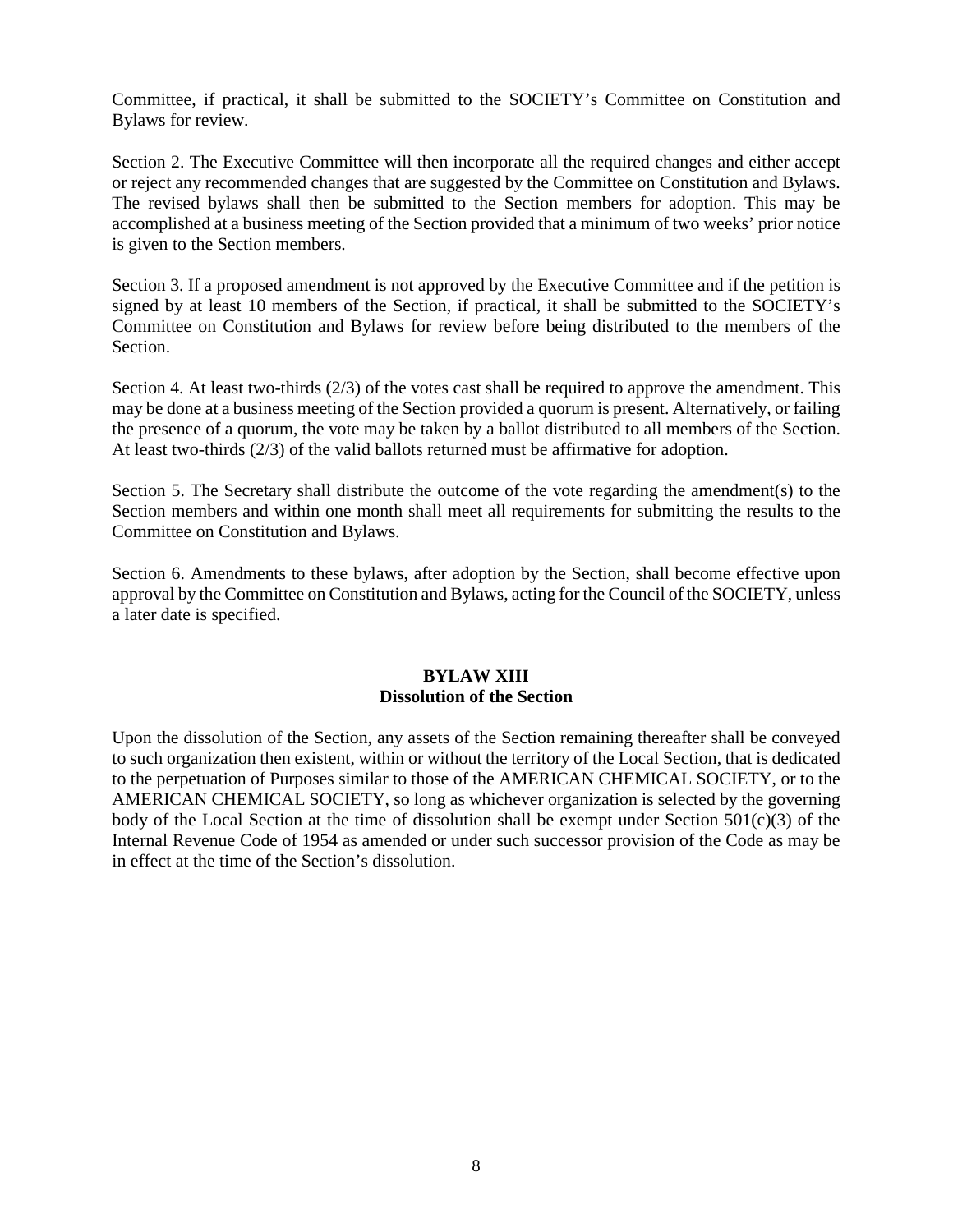Committee, if practical, it shall be submitted to the SOCIETY's Committee on Constitution and Bylaws for review.

Section 2. The Executive Committee will then incorporate all the required changes and either accept or reject any recommended changes that are suggested by the Committee on Constitution and Bylaws. The revised bylaws shall then be submitted to the Section members for adoption. This may be accomplished at a business meeting of the Section provided that a minimum of two weeks' prior notice is given to the Section members.

Section 3. If a proposed amendment is not approved by the Executive Committee and if the petition is signed by at least 10 members of the Section, if practical, it shall be submitted to the SOCIETY's Committee on Constitution and Bylaws for review before being distributed to the members of the Section.

Section 4. At least two-thirds (2/3) of the votes cast shall be required to approve the amendment. This may be done at a business meeting of the Section provided a quorum is present. Alternatively, or failing the presence of a quorum, the vote may be taken by a ballot distributed to all members of the Section. At least two-thirds (2/3) of the valid ballots returned must be affirmative for adoption.

Section 5. The Secretary shall distribute the outcome of the vote regarding the amendment(s) to the Section members and within one month shall meet all requirements for submitting the results to the Committee on Constitution and Bylaws.

Section 6. Amendments to these bylaws, after adoption by the Section, shall become effective upon approval by the Committee on Constitution and Bylaws, acting for the Council of the SOCIETY, unless a later date is specified.

## BYLAW XIII
## Dissolution of the Section

Upon the dissolution of the Section, any assets of the Section remaining thereafter shall be conveyed to such organization then existent, within or without the territory of the Local Section, that is dedicated to the perpetuation of Purposes similar to those of the AMERICAN CHEMICAL SOCIETY, or to the AMERICAN CHEMICAL SOCIETY, so long as whichever organization is selected by the governing body of the Local Section at the time of dissolution shall be exempt under Section 501(c)(3) of the Internal Revenue Code of 1954 as amended or under such successor provision of the Code as may be in effect at the time of the Section's dissolution.